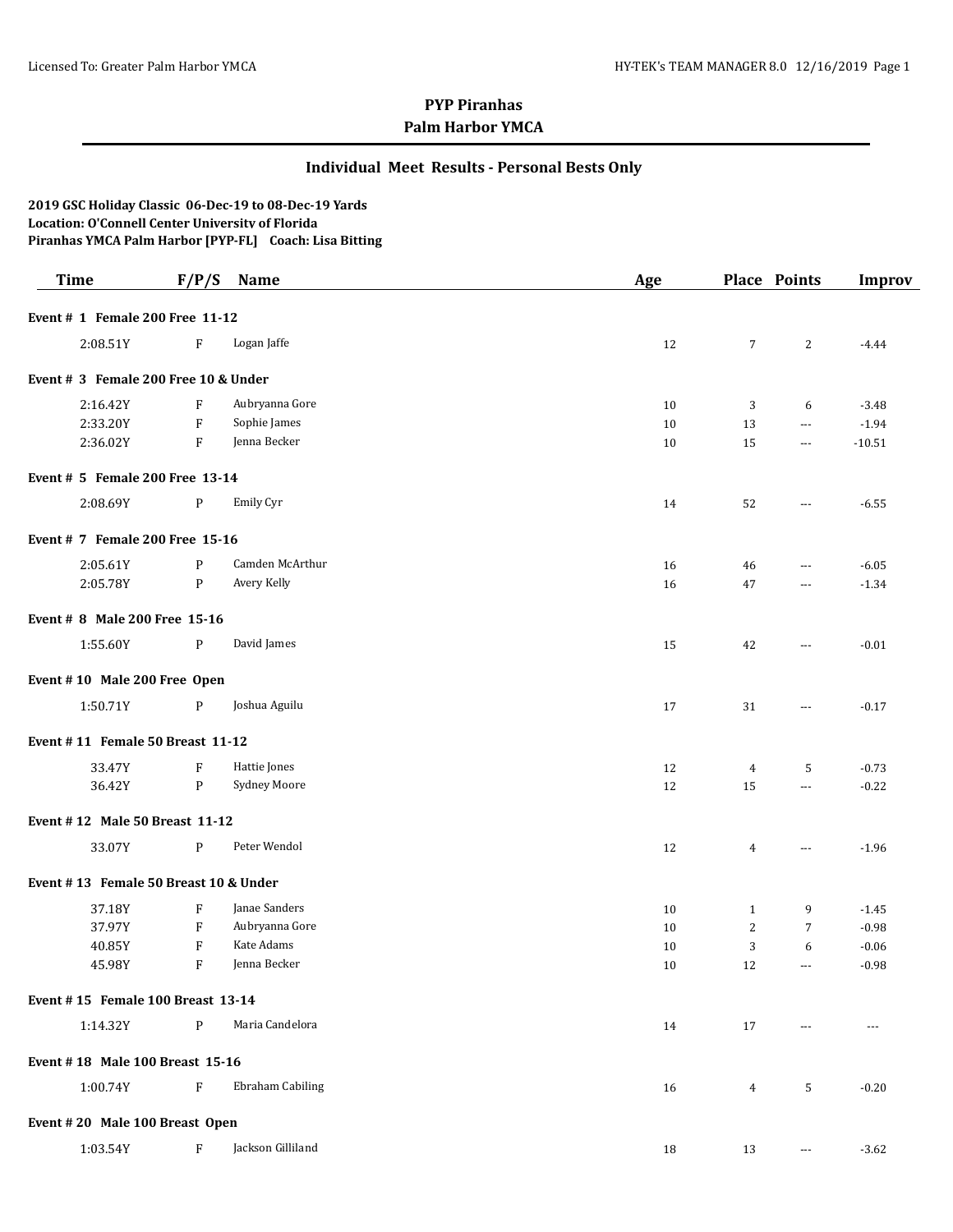# PYP Piranhas
## Palm Harbor YMCA

### Individual Meet Results - Personal Bests Only

**2019 GSC Holiday Classic 06-Dec-19 to 08-Dec-19 Yards**
**Location: O'Connell Center University of Florida**
**Piranhas YMCA Palm Harbor [PYP-FL] Coach: Lisa Bitting**

| Time | F/P/S | Name | Age | Place | Points | Improv |
|---|---|---|---|---|---|---|
| **Event # 1 Female 200 Free 11-12** | | | | | | |
| 2:08.51Y | F | Logan Jaffe | 12 | 7 | 2 | -4.44 |
| **Event # 3 Female 200 Free 10 & Under** | | | | | | |
| 2:16.42Y | F | Aubryanna Gore | 10 | 3 | 6 | -3.48 |
| 2:33.20Y | F | Sophie James | 10 | 13 | --- | -1.94 |
| 2:36.02Y | F | Jenna Becker | 10 | 15 | --- | -10.51 |
| **Event # 5 Female 200 Free 13-14** | | | | | | |
| 2:08.69Y | P | Emily Cyr | 14 | 52 | --- | -6.55 |
| **Event # 7 Female 200 Free 15-16** | | | | | | |
| 2:05.61Y | P | Camden McArthur | 16 | 46 | --- | -6.05 |
| 2:05.78Y | P | Avery Kelly | 16 | 47 | --- | -1.34 |
| **Event # 8 Male 200 Free 15-16** | | | | | | |
| 1:55.60Y | P | David James | 15 | 42 | --- | -0.01 |
| **Event # 10 Male 200 Free Open** | | | | | | |
| 1:50.71Y | P | Joshua Aguilu | 17 | 31 | --- | -0.17 |
| **Event # 11 Female 50 Breast 11-12** | | | | | | |
| 33.47Y | F | Hattie Jones | 12 | 4 | 5 | -0.73 |
| 36.42Y | P | Sydney Moore | 12 | 15 | --- | -0.22 |
| **Event # 12 Male 50 Breast 11-12** | | | | | | |
| 33.07Y | P | Peter Wendol | 12 | 4 | --- | -1.96 |
| **Event # 13 Female 50 Breast 10 & Under** | | | | | | |
| 37.18Y | F | Janae Sanders | 10 | 1 | 9 | -1.45 |
| 37.97Y | F | Aubryanna Gore | 10 | 2 | 7 | -0.98 |
| 40.85Y | F | Kate Adams | 10 | 3 | 6 | -0.06 |
| 45.98Y | F | Jenna Becker | 10 | 12 | --- | -0.98 |
| **Event # 15 Female 100 Breast 13-14** | | | | | | |
| 1:14.32Y | P | Maria Candelora | 14 | 17 | --- | --- |
| **Event # 18 Male 100 Breast 15-16** | | | | | | |
| 1:00.74Y | F | Ebraham Cabiling | 16 | 4 | 5 | -0.20 |
| **Event # 20 Male 100 Breast Open** | | | | | | |
| 1:03.54Y | F | Jackson Gilliland | 18 | 13 | --- | -3.62 |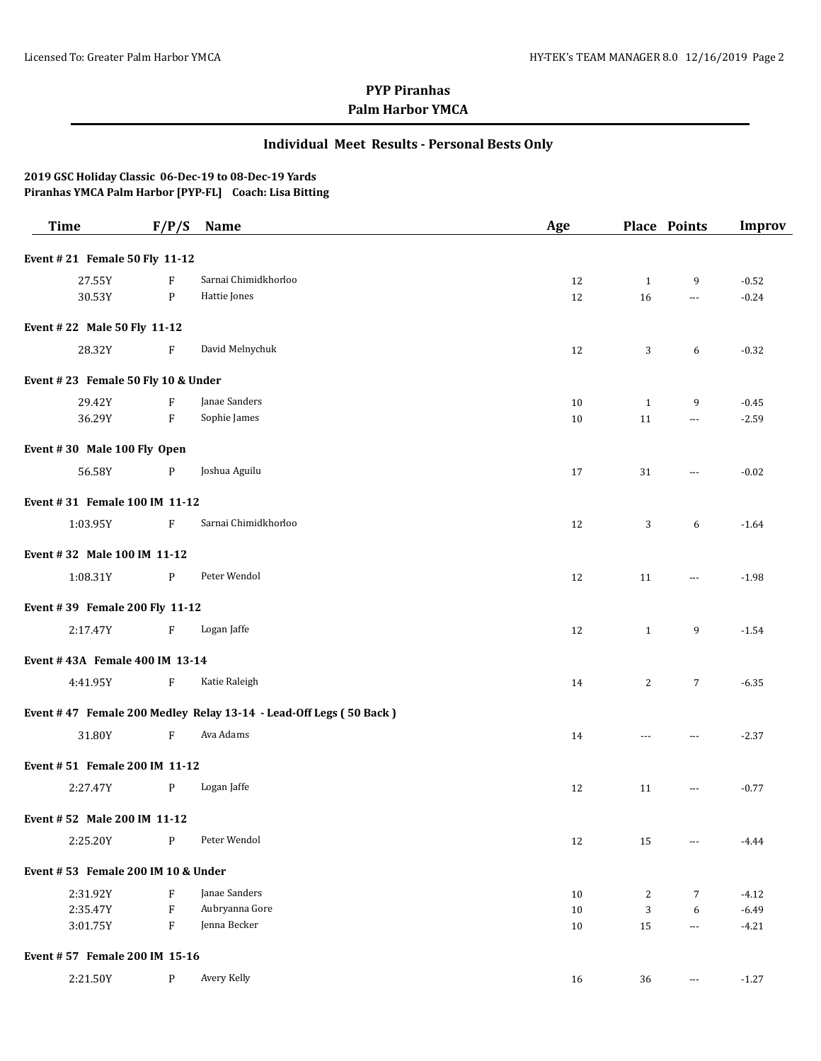# PYP Piranhas

## Palm Harbor YMCA

### Individual Meet Results - Personal Bests Only

**2019 GSC Holiday Classic 06-Dec-19 to 08-Dec-19 Yards**
**Piranhas YMCA Palm Harbor [PYP-FL] Coach: Lisa Bitting**

| Time | F/P/S | Name | Age | Place | Points | Improv |
|---|---|---|---|---|---|---|
| **Event # 21 Female 50 Fly 11-12** | | | | | | |
| 27.55Y | F | Sarnai Chimidkhorloo | 12 | 1 | 9 | -0.52 |
| 30.53Y | P | Hattie Jones | 12 | 16 | --- | -0.24 |
| **Event # 22 Male 50 Fly 11-12** | | | | | | |
| 28.32Y | F | David Melnychuk | 12 | 3 | 6 | -0.32 |
| **Event # 23 Female 50 Fly 10 & Under** | | | | | | |
| 29.42Y | F | Janae Sanders | 10 | 1 | 9 | -0.45 |
| 36.29Y | F | Sophie James | 10 | 11 | --- | -2.59 |
| **Event # 30 Male 100 Fly Open** | | | | | | |
| 56.58Y | P | Joshua Aguilu | 17 | 31 | --- | -0.02 |
| **Event # 31 Female 100 IM 11-12** | | | | | | |
| 1:03.95Y | F | Sarnai Chimidkhorloo | 12 | 3 | 6 | -1.64 |
| **Event # 32 Male 100 IM 11-12** | | | | | | |
| 1:08.31Y | P | Peter Wendol | 12 | 11 | --- | -1.98 |
| **Event # 39 Female 200 Fly 11-12** | | | | | | |
| 2:17.47Y | F | Logan Jaffe | 12 | 1 | 9 | -1.54 |
| **Event # 43A Female 400 IM 13-14** | | | | | | |
| 4:41.95Y | F | Katie Raleigh | 14 | 2 | 7 | -6.35 |
| **Event # 47 Female 200 Medley Relay 13-14 - Lead-Off Legs ( 50 Back )** | | | | | | |
| 31.80Y | F | Ava Adams | 14 | --- | --- | -2.37 |
| **Event # 51 Female 200 IM 11-12** | | | | | | |
| 2:27.47Y | P | Logan Jaffe | 12 | 11 | --- | -0.77 |
| **Event # 52 Male 200 IM 11-12** | | | | | | |
| 2:25.20Y | P | Peter Wendol | 12 | 15 | --- | -4.44 |
| **Event # 53 Female 200 IM 10 & Under** | | | | | | |
| 2:31.92Y | F | Janae Sanders | 10 | 2 | 7 | -4.12 |
| 2:35.47Y | F | Aubryanna Gore | 10 | 3 | 6 | -6.49 |
| 3:01.75Y | F | Jenna Becker | 10 | 15 | --- | -4.21 |
| **Event # 57 Female 200 IM 15-16** | | | | | | |
| 2:21.50Y | P | Avery Kelly | 16 | 36 | --- | -1.27 |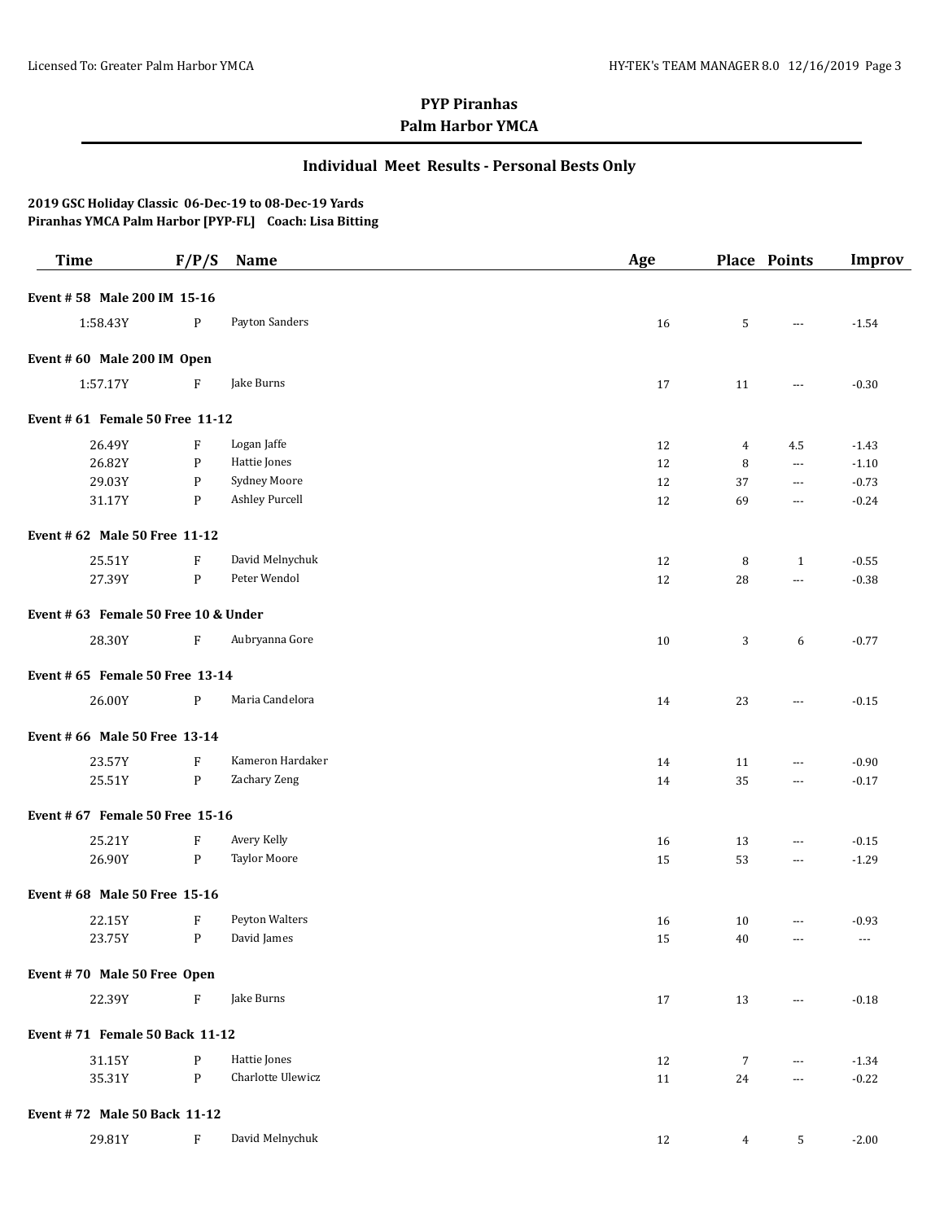# PYP Piranhas
## Palm Harbor YMCA

### Individual Meet Results - Personal Bests Only

**2019 GSC Holiday Classic 06-Dec-19 to 08-Dec-19 Yards**
**Piranhas YMCA Palm Harbor [PYP-FL] Coach: Lisa Bitting**

| Time | F/P/S | Name | Age | Place | Points | Improv |
|---|---|---|---|---|---|---|
| **Event # 58 Male 200 IM 15-16** | | | | | | |
| 1:58.43Y | P | Payton Sanders | 16 | 5 | --- | -1.54 |
| **Event # 60 Male 200 IM Open** | | | | | | |
| 1:57.17Y | F | Jake Burns | 17 | 11 | --- | -0.30 |
| **Event # 61 Female 50 Free 11-12** | | | | | | |
| 26.49Y | F | Logan Jaffe | 12 | 4 | 4.5 | -1.43 |
| 26.82Y | P | Hattie Jones | 12 | 8 | --- | -1.10 |
| 29.03Y | P | Sydney Moore | 12 | 37 | --- | -0.73 |
| 31.17Y | P | Ashley Purcell | 12 | 69 | --- | -0.24 |
| **Event # 62 Male 50 Free 11-12** | | | | | | |
| 25.51Y | F | David Melnychuk | 12 | 8 | 1 | -0.55 |
| 27.39Y | P | Peter Wendol | 12 | 28 | --- | -0.38 |
| **Event # 63 Female 50 Free 10 & Under** | | | | | | |
| 28.30Y | F | Aubryanna Gore | 10 | 3 | 6 | -0.77 |
| **Event # 65 Female 50 Free 13-14** | | | | | | |
| 26.00Y | P | Maria Candelora | 14 | 23 | --- | -0.15 |
| **Event # 66 Male 50 Free 13-14** | | | | | | |
| 23.57Y | F | Kameron Hardaker | 14 | 11 | --- | -0.90 |
| 25.51Y | P | Zachary Zeng | 14 | 35 | --- | -0.17 |
| **Event # 67 Female 50 Free 15-16** | | | | | | |
| 25.21Y | F | Avery Kelly | 16 | 13 | --- | -0.15 |
| 26.90Y | P | Taylor Moore | 15 | 53 | --- | -1.29 |
| **Event # 68 Male 50 Free 15-16** | | | | | | |
| 22.15Y | F | Peyton Walters | 16 | 10 | --- | -0.93 |
| 23.75Y | P | David James | 15 | 40 | --- | --- |
| **Event # 70 Male 50 Free Open** | | | | | | |
| 22.39Y | F | Jake Burns | 17 | 13 | --- | -0.18 |
| **Event # 71 Female 50 Back 11-12** | | | | | | |
| 31.15Y | P | Hattie Jones | 12 | 7 | --- | -1.34 |
| 35.31Y | P | Charlotte Ulewicz | 11 | 24 | --- | -0.22 |
| **Event # 72 Male 50 Back 11-12** | | | | | | |
| 29.81Y | F | David Melnychuk | 12 | 4 | 5 | -2.00 |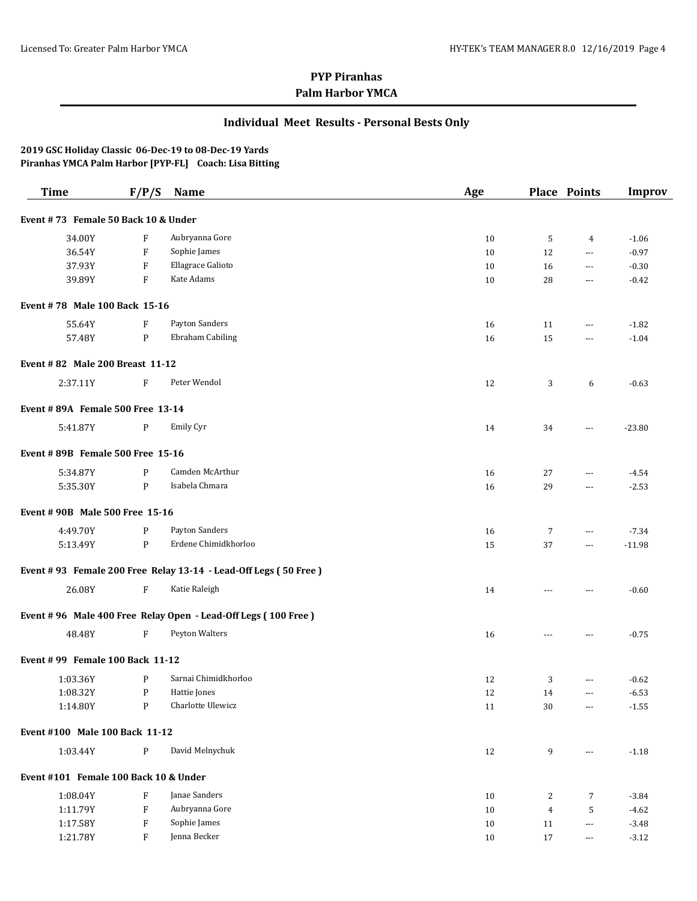# PYP Piranhas
## Palm Harbor YMCA

### Individual Meet Results - Personal Bests Only

**2019 GSC Holiday Classic 06-Dec-19 to 08-Dec-19 Yards**
**Piranhas YMCA Palm Harbor [PYP-FL] Coach: Lisa Bitting**

| Time | F/P/S | Name | Age | Place | Points | Improv |
|---|---|---|---|---|---|---|
| **Event # 73 Female 50 Back 10 & Under** | | | | | | |
| 34.00Y | F | Aubryanna Gore | 10 | 5 | 4 | -1.06 |
| 36.54Y | F | Sophie James | 10 | 12 | --- | -0.97 |
| 37.93Y | F | Ellagrace Galioto | 10 | 16 | --- | -0.30 |
| 39.89Y | F | Kate Adams | 10 | 28 | --- | -0.42 |
| **Event # 78 Male 100 Back 15-16** | | | | | | |
| 55.64Y | F | Payton Sanders | 16 | 11 | --- | -1.82 |
| 57.48Y | P | Ebraham Cabiling | 16 | 15 | --- | -1.04 |
| **Event # 82 Male 200 Breast 11-12** | | | | | | |
| 2:37.11Y | F | Peter Wendol | 12 | 3 | 6 | -0.63 |
| **Event # 89A Female 500 Free 13-14** | | | | | | |
| 5:41.87Y | P | Emily Cyr | 14 | 34 | --- | -23.80 |
| **Event # 89B Female 500 Free 15-16** | | | | | | |
| 5:34.87Y | P | Camden McArthur | 16 | 27 | --- | -4.54 |
| 5:35.30Y | P | Isabela Chmara | 16 | 29 | --- | -2.53 |
| **Event # 90B Male 500 Free 15-16** | | | | | | |
| 4:49.70Y | P | Payton Sanders | 16 | 7 | --- | -7.34 |
| 5:13.49Y | P | Erdene Chimidkhorloo | 15 | 37 | --- | -11.98 |
| **Event # 93 Female 200 Free Relay 13-14 - Lead-Off Legs ( 50 Free )** | | | | | | |
| 26.08Y | F | Katie Raleigh | 14 | --- | --- | -0.60 |
| **Event # 96 Male 400 Free Relay Open - Lead-Off Legs ( 100 Free )** | | | | | | |
| 48.48Y | F | Peyton Walters | 16 | --- | --- | -0.75 |
| **Event # 99 Female 100 Back 11-12** | | | | | | |
| 1:03.36Y | P | Sarnai Chimidkhorloo | 12 | 3 | --- | -0.62 |
| 1:08.32Y | P | Hattie Jones | 12 | 14 | --- | -6.53 |
| 1:14.80Y | P | Charlotte Ulewicz | 11 | 30 | --- | -1.55 |
| **Event #100 Male 100 Back 11-12** | | | | | | |
| 1:03.44Y | P | David Melnychuk | 12 | 9 | --- | -1.18 |
| **Event #101 Female 100 Back 10 & Under** | | | | | | |
| 1:08.04Y | F | Janae Sanders | 10 | 2 | 7 | -3.84 |
| 1:11.79Y | F | Aubryanna Gore | 10 | 4 | 5 | -4.62 |
| 1:17.58Y | F | Sophie James | 10 | 11 | --- | -3.48 |
| 1:21.78Y | F | Jenna Becker | 10 | 17 | --- | -3.12 |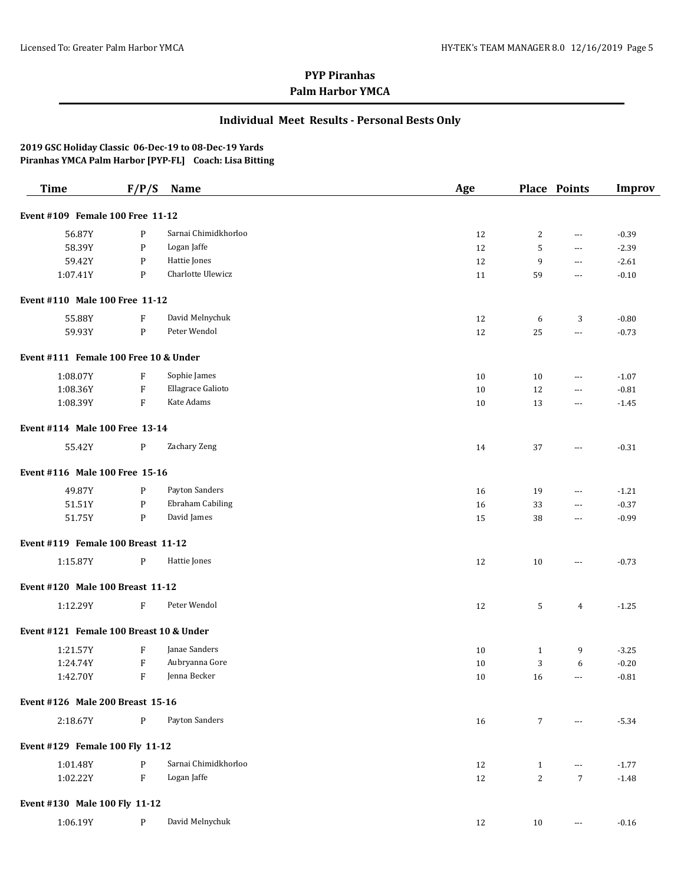## PYP Piranhas
## Palm Harbor YMCA

### Individual Meet Results - Personal Bests Only

**2019 GSC Holiday Classic 06-Dec-19 to 08-Dec-19 Yards**
**Piranhas YMCA Palm Harbor [PYP-FL] Coach: Lisa Bitting**

| Time | F/P/S | Name | Age | Place | Points | Improv |
|---|---|---|---|---|---|---|
| **Event #109 Female 100 Free 11-12** | | | | | | |
| 56.87Y | P | Sarnai Chimidkhorloo | 12 | 2 | --- | -0.39 |
| 58.39Y | P | Logan Jaffe | 12 | 5 | --- | -2.39 |
| 59.42Y | P | Hattie Jones | 12 | 9 | --- | -2.61 |
| 1:07.41Y | P | Charlotte Ulewicz | 11 | 59 | --- | -0.10 |
| **Event #110 Male 100 Free 11-12** | | | | | | |
| 55.88Y | F | David Melnychuk | 12 | 6 | 3 | -0.80 |
| 59.93Y | P | Peter Wendol | 12 | 25 | --- | -0.73 |
| **Event #111 Female 100 Free 10 & Under** | | | | | | |
| 1:08.07Y | F | Sophie James | 10 | 10 | --- | -1.07 |
| 1:08.36Y | F | Ellagrace Galioto | 10 | 12 | --- | -0.81 |
| 1:08.39Y | F | Kate Adams | 10 | 13 | --- | -1.45 |
| **Event #114 Male 100 Free 13-14** | | | | | | |
| 55.42Y | P | Zachary Zeng | 14 | 37 | --- | -0.31 |
| **Event #116 Male 100 Free 15-16** | | | | | | |
| 49.87Y | P | Payton Sanders | 16 | 19 | --- | -1.21 |
| 51.51Y | P | Ebraham Cabiling | 16 | 33 | --- | -0.37 |
| 51.75Y | P | David James | 15 | 38 | --- | -0.99 |
| **Event #119 Female 100 Breast 11-12** | | | | | | |
| 1:15.87Y | P | Hattie Jones | 12 | 10 | --- | -0.73 |
| **Event #120 Male 100 Breast 11-12** | | | | | | |
| 1:12.29Y | F | Peter Wendol | 12 | 5 | 4 | -1.25 |
| **Event #121 Female 100 Breast 10 & Under** | | | | | | |
| 1:21.57Y | F | Janae Sanders | 10 | 1 | 9 | -3.25 |
| 1:24.74Y | F | Aubryanna Gore | 10 | 3 | 6 | -0.20 |
| 1:42.70Y | F | Jenna Becker | 10 | 16 | --- | -0.81 |
| **Event #126 Male 200 Breast 15-16** | | | | | | |
| 2:18.67Y | P | Payton Sanders | 16 | 7 | --- | -5.34 |
| **Event #129 Female 100 Fly 11-12** | | | | | | |
| 1:01.48Y | P | Sarnai Chimidkhorloo | 12 | 1 | --- | -1.77 |
| 1:02.22Y | F | Logan Jaffe | 12 | 2 | 7 | -1.48 |
| **Event #130 Male 100 Fly 11-12** | | | | | | |
| 1:06.19Y | P | David Melnychuk | 12 | 10 | --- | -0.16 |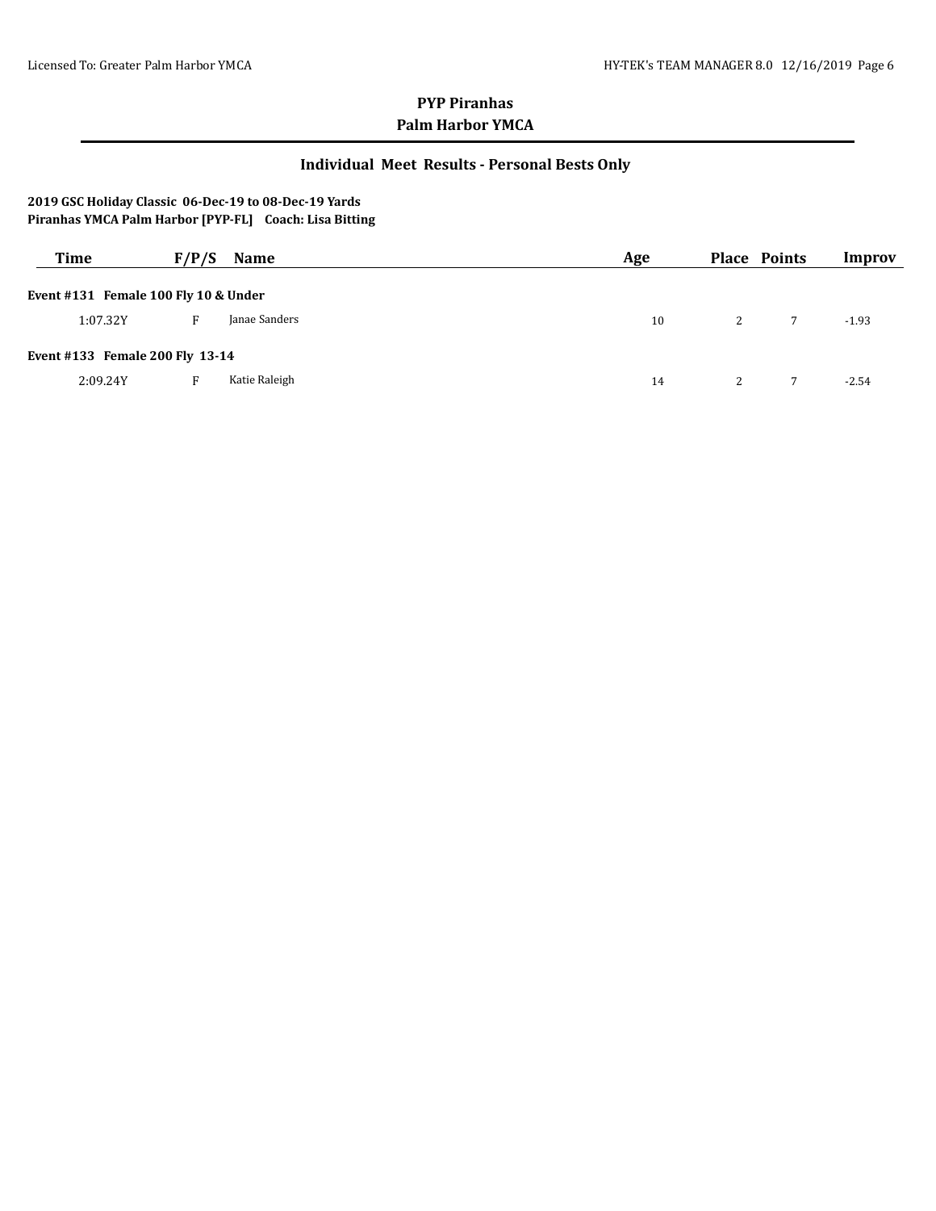## PYP Piranhas
## Palm Harbor YMCA

### Individual Meet Results - Personal Bests Only

**2019 GSC Holiday Classic 06-Dec-19 to 08-Dec-19 Yards**
**Piranhas YMCA Palm Harbor [PYP-FL] Coach: Lisa Bitting**

| Time | F/P/S | Name | Age | Place | Points | Improv |
|---|---|---|---|---|---|---|
| **Event #131 Female 100 Fly 10 & Under** | | | | | | |
| 1:07.32Y | F | Janae Sanders | 10 | 2 | 7 | -1.93 |
| **Event #133 Female 200 Fly 13-14** | | | | | | |
| 2:09.24Y | F | Katie Raleigh | 14 | 2 | 7 | -2.54 |